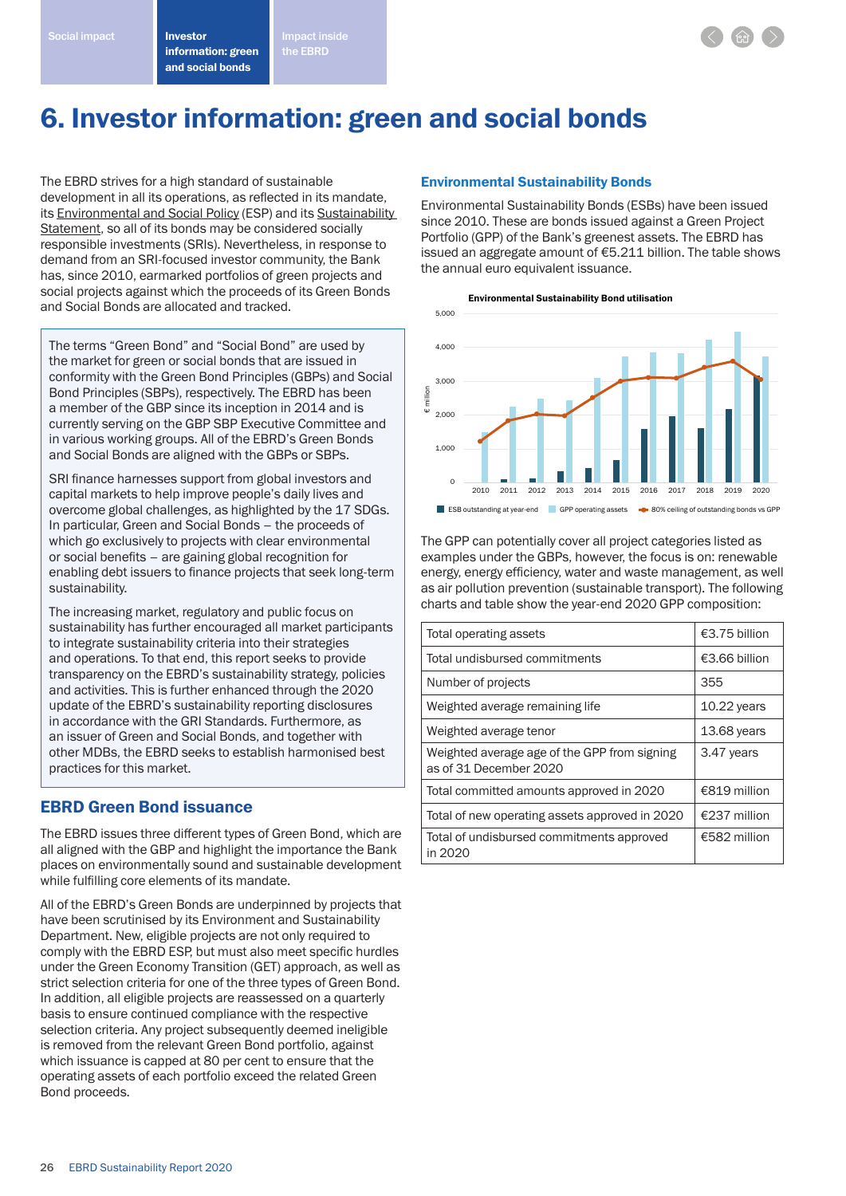# 6. Investor information: green and social bonds

The EBRD strives for a high standard of sustainable development in all its operations, as reflected in its mandate, its Environmental and Social Policy (ESP) and its Sustainability Statement, so all of its bonds may be considered socially responsible investments (SRIs). Nevertheless, in response to demand from an SRI-focused investor community, the Bank has, since 2010, earmarked portfolios of green projects and social projects against which the proceeds of its Green Bonds and Social Bonds are allocated and tracked.

The terms "Green Bond" and "Social Bond" are used by the market for green or social bonds that are issued in conformity with the Green Bond Principles (GBPs) and Social Bond Principles (SBPs), respectively. The EBRD has been a member of the GBP since its inception in 2014 and is currently serving on the GBP SBP Executive Committee and in various working groups. All of the EBRD's Green Bonds and Social Bonds are aligned with the GBPs or SBPs.

SRI finance harnesses support from global investors and capital markets to help improve people's daily lives and overcome global challenges, as highlighted by the 17 SDGs. In particular, Green and Social Bonds – the proceeds of which go exclusively to projects with clear environmental or social benefits – are gaining global recognition for enabling debt issuers to finance projects that seek long-term sustainability.

The increasing market, regulatory and public focus on sustainability has further encouraged all market participants to integrate sustainability criteria into their strategies and operations. To that end, this report seeks to provide transparency on the EBRD's sustainability strategy, policies and activities. This is further enhanced through the 2020 update of the EBRD's sustainability reporting disclosures in accordance with the GRI Standards. Furthermore, as an issuer of Green and Social Bonds, and together with other MDBs, the EBRD seeks to establish harmonised best practices for this market.

## EBRD Green Bond issuance

The EBRD issues three different types of Green Bond, which are all aligned with the GBP and highlight the importance the Bank places on environmentally sound and sustainable development while fulfilling core elements of its mandate.

All of the EBRD's Green Bonds are underpinned by projects that have been scrutinised by its Environment and Sustainability Department. New, eligible projects are not only required to comply with the EBRD ESP, but must also meet specific hurdles under the Green Economy Transition (GET) approach, as well as strict selection criteria for one of the three types of Green Bond. In addition, all eligible projects are reassessed on a quarterly basis to ensure continued compliance with the respective selection criteria. Any project subsequently deemed ineligible is removed from the relevant Green Bond portfolio, against which issuance is capped at 80 per cent to ensure that the operating assets of each portfolio exceed the related Green Bond proceeds.

## Environmental Sustainability Bonds

Environmental Sustainability Bonds (ESBs) have been issued since 2010. These are bonds issued against a Green Project Portfolio (GPP) of the Bank's greenest assets. The EBRD has issued an aggregate amount of €5.211 billion. The table shows the annual euro equivalent issuance.

**Environmental Sustainability Bond utilisation**

€ million; 0 – 5,000; years 2010–2020

Legend: ESB outstanding at year-end; GPP operating assets; 80% ceiling of outstanding bonds vs GPP

The GPP can potentially cover all project categories listed as examples under the GBPs, however, the focus is on: renewable energy, energy efficiency, water and waste management, as well as air pollution prevention (sustainable transport). The following charts and table show the year-end 2020 GPP composition:

| | |
|---|---|
| Total operating assets | €3.75 billion |
| Total undisbursed commitments | €3.66 billion |
| Number of projects | 355 |
| Weighted average remaining life | 10.22 years |
| Weighted average tenor | 13.68 years |
| Weighted average age of the GPP from signing as of 31 December 2020 | 3.47 years |
| Total committed amounts approved in 2020 | €819 million |
| Total of new operating assets approved in 2020 | €237 million |
| Total of undisbursed commitments approved in 2020 | €582 million |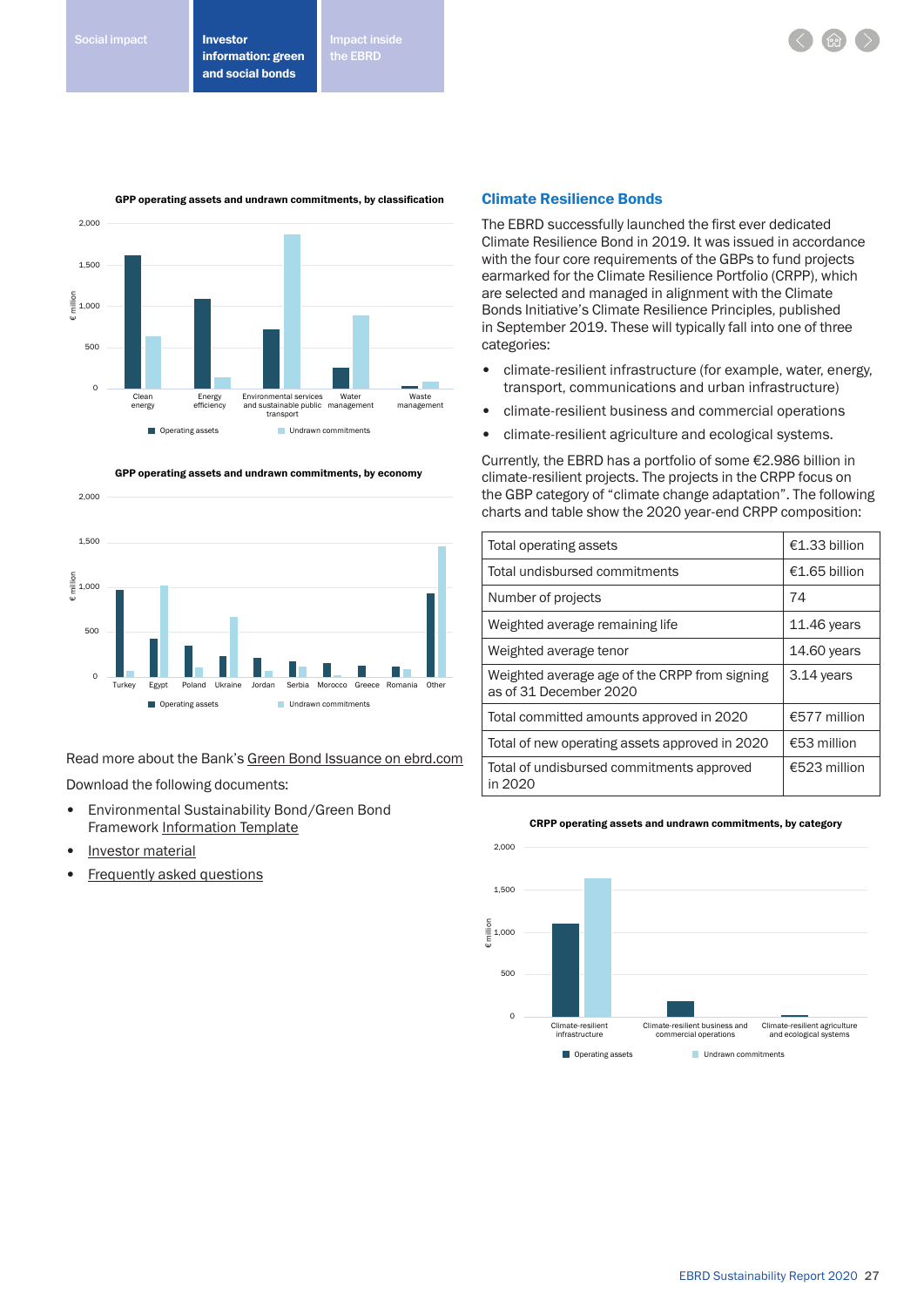**GPP operating assets and undrawn commitments, by classification**

**GPP operating assets and undrawn commitments, by economy**

Read more about the Bank's Green Bond Issuance on ebrd.com

Download the following documents:

- Environmental Sustainability Bond/Green Bond Framework Information Template
- Investor material
- Frequently asked questions

## Climate Resilience Bonds

The EBRD successfully launched the first ever dedicated Climate Resilience Bond in 2019. It was issued in accordance with the four core requirements of the GBPs to fund projects earmarked for the Climate Resilience Portfolio (CRPP), which are selected and managed in alignment with the Climate Bonds Initiative's Climate Resilience Principles, published in September 2019. These will typically fall into one of three categories:

- climate-resilient infrastructure (for example, water, energy, transport, communications and urban infrastructure)
- climate-resilient business and commercial operations
- climate-resilient agriculture and ecological systems.

Currently, the EBRD has a portfolio of some €2.986 billion in climate-resilient projects. The projects in the CRPP focus on the GBP category of "climate change adaptation". The following charts and table show the 2020 year-end CRPP composition:

| | |
|---|---|
| Total operating assets | €1.33 billion |
| Total undisbursed commitments | €1.65 billion |
| Number of projects | 74 |
| Weighted average remaining life | 11.46 years |
| Weighted average tenor | 14.60 years |
| Weighted average age of the CRPP from signing as of 31 December 2020 | 3.14 years |
| Total committed amounts approved in 2020 | €577 million |
| Total of new operating assets approved in 2020 | €53 million |
| Total of undisbursed commitments approved in 2020 | €523 million |

**CRPP operating assets and undrawn commitments, by category**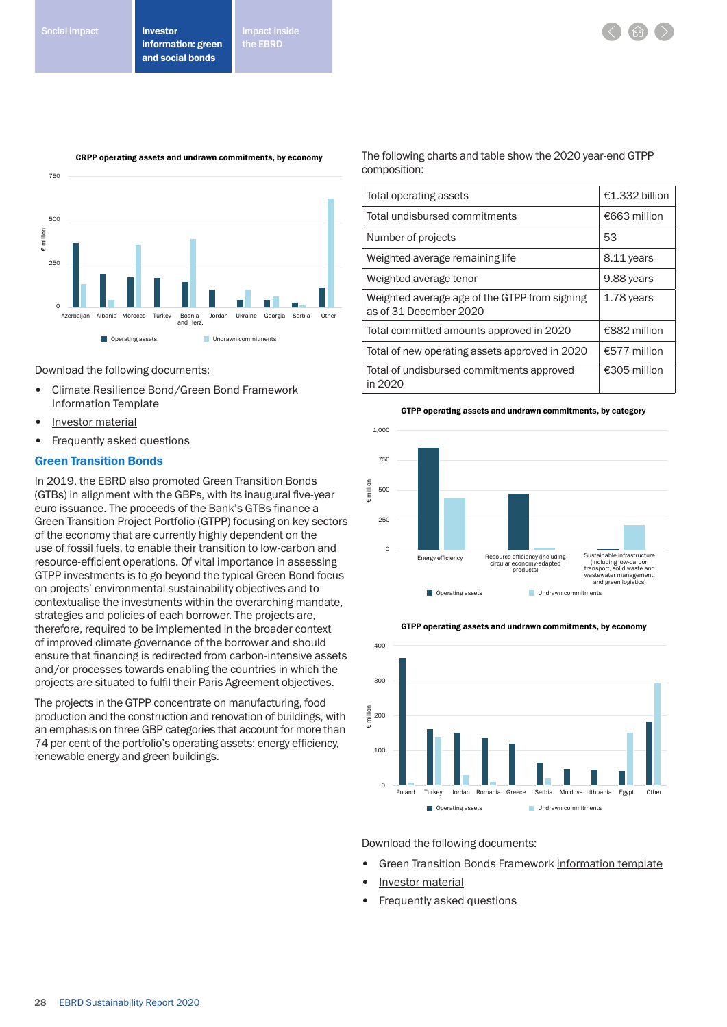**CRPP operating assets and undrawn commitments, by economy**

Download the following documents:

- Climate Resilience Bond/Green Bond Framework Information Template
- Investor material
- Frequently asked questions

## Green Transition Bonds

In 2019, the EBRD also promoted Green Transition Bonds (GTBs) in alignment with the GBPs, with its inaugural five-year euro issuance. The proceeds of the Bank's GTBs finance a Green Transition Project Portfolio (GTPP) focusing on key sectors of the economy that are currently highly dependent on the use of fossil fuels, to enable their transition to low-carbon and resource-efficient operations. Of vital importance in assessing GTPP investments is to go beyond the typical Green Bond focus on projects' environmental sustainability objectives and to contextualise the investments within the overarching mandate, strategies and policies of each borrower. The projects are, therefore, required to be implemented in the broader context of improved climate governance of the borrower and should ensure that financing is redirected from carbon-intensive assets and/or processes towards enabling the countries in which the projects are situated to fulfil their Paris Agreement objectives.

The projects in the GTPP concentrate on manufacturing, food production and the construction and renovation of buildings, with an emphasis on three GBP categories that account for more than 74 per cent of the portfolio's operating assets: energy efficiency, renewable energy and green buildings.

The following charts and table show the 2020 year-end GTPP composition:

| | |
|---|---|
| Total operating assets | €1.332 billion |
| Total undisbursed commitments | €663 million |
| Number of projects | 53 |
| Weighted average remaining life | 8.11 years |
| Weighted average tenor | 9.88 years |
| Weighted average age of the GTPP from signing as of 31 December 2020 | 1.78 years |
| Total committed amounts approved in 2020 | €882 million |
| Total of new operating assets approved in 2020 | €577 million |
| Total of undisbursed commitments approved in 2020 | €305 million |

**GTPP operating assets and undrawn commitments, by category**

**GTPP operating assets and undrawn commitments, by economy**

Download the following documents:

- Green Transition Bonds Framework information template
- Investor material
- Frequently asked questions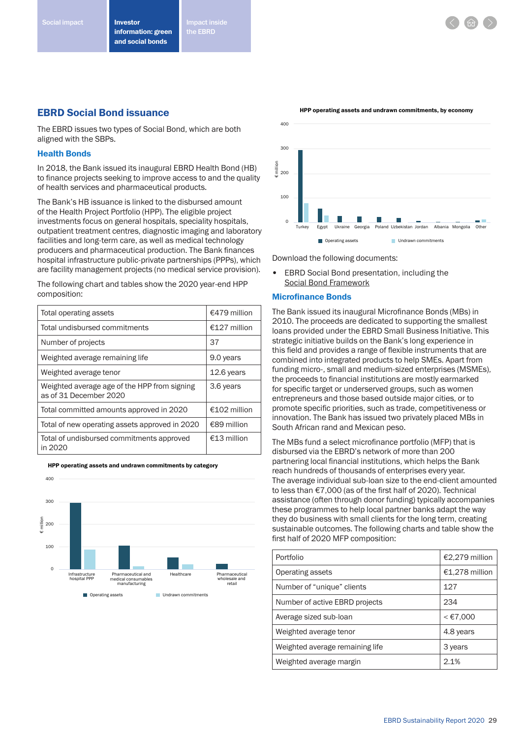## EBRD Social Bond issuance

The EBRD issues two types of Social Bond, which are both aligned with the SBPs.

### Health Bonds

In 2018, the Bank issued its inaugural EBRD Health Bond (HB) to finance projects seeking to improve access to and the quality of health services and pharmaceutical products.

The Bank's HB issuance is linked to the disbursed amount of the Health Project Portfolio (HPP). The eligible project investments focus on general hospitals, speciality hospitals, outpatient treatment centres, diagnostic imaging and laboratory facilities and long-term care, as well as medical technology producers and pharmaceutical production. The Bank finances hospital infrastructure public-private partnerships (PPPs), which are facility management projects (no medical service provision).

The following chart and tables show the 2020 year-end HPP composition:

| | |
|---|---|
| Total operating assets | €479 million |
| Total undisbursed commitments | €127 million |
| Number of projects | 37 |
| Weighted average remaining life | 9.0 years |
| Weighted average tenor | 12.6 years |
| Weighted average age of the HPP from signing as of 31 December 2020 | 3.6 years |
| Total committed amounts approved in 2020 | €102 million |
| Total of new operating assets approved in 2020 | €89 million |
| Total of undisbursed commitments approved in 2020 | €13 million |

**HPP operating assets and undrawn commitments by category**

€ million; categories: Infrastructure hospital PPP, Pharmaceutical and medical consumables manufacturing, Healthcare, Pharmaceutical wholesale and retail. Legend: Operating assets, Undrawn commitments.

**HPP operating assets and undrawn commitments, by economy**

€ million; economies: Turkey, Egypt, Ukraine, Georgia, Poland, Uzbekistan, Jordan, Albania, Mongolia, Other. Legend: Operating assets, Undrawn commitments.

Download the following documents:

- EBRD Social Bond presentation, including the Social Bond Framework

### Microfinance Bonds

The Bank issued its inaugural Microfinance Bonds (MBs) in 2010. The proceeds are dedicated to supporting the smallest loans provided under the EBRD Small Business Initiative. This strategic initiative builds on the Bank's long experience in this field and provides a range of flexible instruments that are combined into integrated products to help SMEs. Apart from funding micro-, small and medium-sized enterprises (MSMEs), the proceeds to financial institutions are mostly earmarked for specific target or underserved groups, such as women entrepreneurs and those based outside major cities, or to promote specific priorities, such as trade, competitiveness or innovation. The Bank has issued two privately placed MBs in South African rand and Mexican peso.

The MBs fund a select microfinance portfolio (MFP) that is disbursed via the EBRD's network of more than 200 partnering local financial institutions, which helps the Bank reach hundreds of thousands of enterprises every year. The average individual sub-loan size to the end-client amounted to less than €7,000 (as of the first half of 2020). Technical assistance (often through donor funding) typically accompanies these programmes to help local partner banks adapt the way they do business with small clients for the long term, creating sustainable outcomes. The following charts and table show the first half of 2020 MFP composition:

| | |
|---|---|
| Portfolio | €2,279 million |
| Operating assets | €1,278 million |
| Number of "unique" clients | 127 |
| Number of active EBRD projects | 234 |
| Average sized sub-loan | < €7,000 |
| Weighted average tenor | 4.8 years |
| Weighted average remaining life | 3 years |
| Weighted average margin | 2.1% |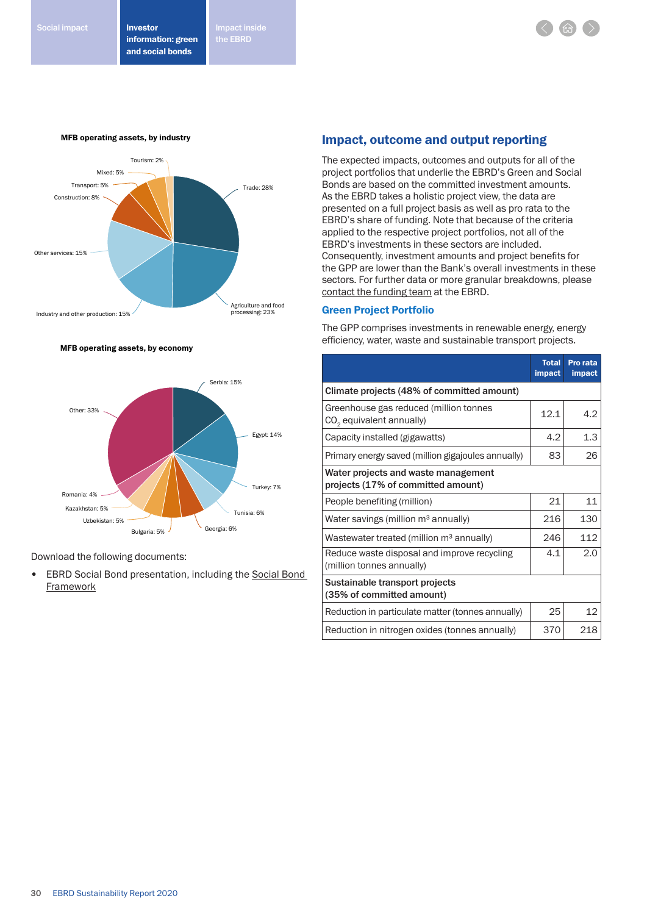**MFB operating assets, by industry**

Tourism: 2%
Mixed: 5%
Transport: 5%
Construction: 8%
Other services: 15%
Industry and other production: 15%
Agriculture and food processing: 23%
Trade: 28%

**MFB operating assets, by economy**

Serbia: 15%
Egypt: 14%
Turkey: 7%
Tunisia: 6%
Georgia: 6%
Bulgaria: 5%
Uzbekistan: 5%
Kazakhstan: 5%
Romania: 4%
Other: 33%

Download the following documents:

- EBRD Social Bond presentation, including the Social Bond Framework

## Impact, outcome and output reporting

The expected impacts, outcomes and outputs for all of the project portfolios that underlie the EBRD's Green and Social Bonds are based on the committed investment amounts. As the EBRD takes a holistic project view, the data are presented on a full project basis as well as pro rata to the EBRD's share of funding. Note that because of the criteria applied to the respective project portfolios, not all of the EBRD's investments in these sectors are included. Consequently, investment amounts and project benefits for the GPP are lower than the Bank's overall investments in these sectors. For further data or more granular breakdowns, please contact the funding team at the EBRD.

### Green Project Portfolio

The GPP comprises investments in renewable energy, energy efficiency, water, waste and sustainable transport projects.

| | Total impact | Pro rata impact |
|---|---|---|
| **Climate projects (48% of committed amount)** | | |
| Greenhouse gas reduced (million tonnes $CO_2$ equivalent annually) | 12.1 | 4.2 |
| Capacity installed (gigawatts) | 4.2 | 1.3 |
| Primary energy saved (million gigajoules annually) | 83 | 26 |
| **Water projects and waste management projects (17% of committed amount)** | | |
| People benefiting (million) | 21 | 11 |
| Water savings (million $m^3$ annually) | 216 | 130 |
| Wastewater treated (million $m^3$ annually) | 246 | 112 |
| Reduce waste disposal and improve recycling (million tonnes annually) | 4.1 | 2.0 |
| **Sustainable transport projects (35% of committed amount)** | | |
| Reduction in particulate matter (tonnes annually) | 25 | 12 |
| Reduction in nitrogen oxides (tonnes annually) | 370 | 218 |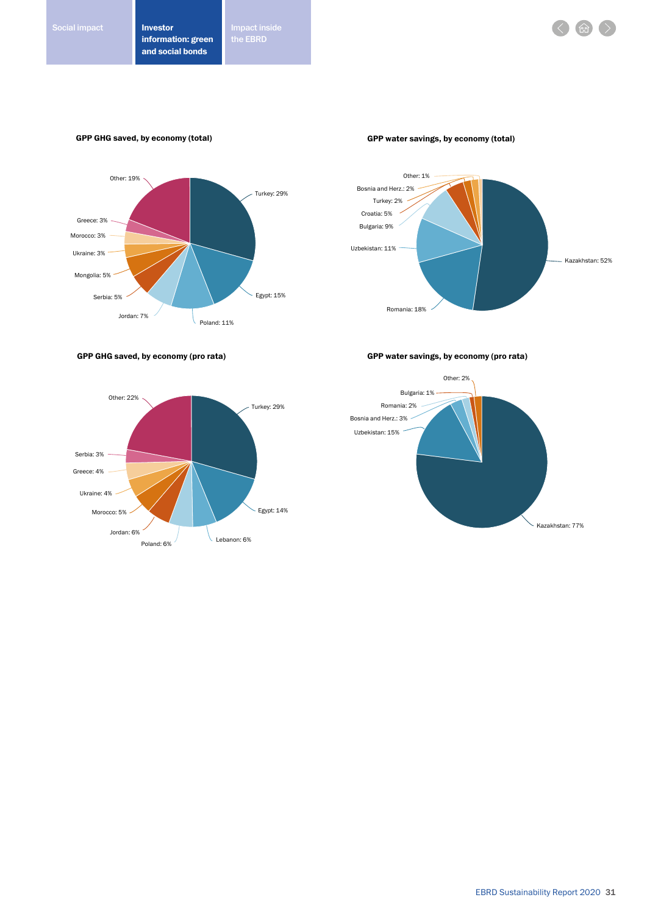### GPP GHG saved, by economy (total)

Turkey: 29%
Egypt: 15%
Poland: 11%
Jordan: 7%
Serbia: 5%
Mongolia: 5%
Ukraine: 3%
Morocco: 3%
Greece: 3%
Other: 19%

### GPP water savings, by economy (total)

Kazakhstan: 52%
Romania: 18%
Uzbekistan: 11%
Bulgaria: 9%
Croatia: 5%
Turkey: 2%
Bosnia and Herz.: 2%
Other: 1%

### GPP GHG saved, by economy (pro rata)

Turkey: 29%
Egypt: 14%
Lebanon: 6%
Poland: 6%
Jordan: 6%
Morocco: 5%
Ukraine: 4%
Greece: 4%
Serbia: 3%
Other: 22%

### GPP water savings, by economy (pro rata)

Kazakhstan: 77%
Uzbekistan: 15%
Bosnia and Herz.: 3%
Romania: 2%
Bulgaria: 1%
Other: 2%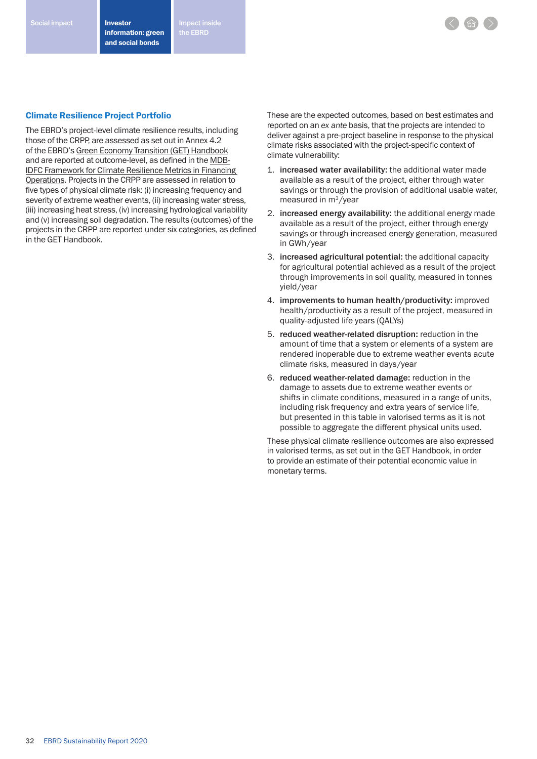## Climate Resilience Project Portfolio

The EBRD's project-level climate resilience results, including those of the CRPP, are assessed as set out in Annex 4.2 of the EBRD's Green Economy Transition (GET) Handbook and are reported at outcome-level, as defined in the MDB-IDFC Framework for Climate Resilience Metrics in Financing Operations. Projects in the CRPP are assessed in relation to five types of physical climate risk: (i) increasing frequency and severity of extreme weather events, (ii) increasing water stress, (iii) increasing heat stress, (iv) increasing hydrological variability and (v) increasing soil degradation. The results (outcomes) of the projects in the CRPP are reported under six categories, as defined in the GET Handbook.

These are the expected outcomes, based on best estimates and reported on an *ex ante* basis, that the projects are intended to deliver against a pre-project baseline in response to the physical climate risks associated with the project-specific context of climate vulnerability:

1. **increased water availability:** the additional water made available as a result of the project, either through water savings or through the provision of additional usable water, measured in $m^3$/year
2. **increased energy availability:** the additional energy made available as a result of the project, either through energy savings or through increased energy generation, measured in GWh/year
3. **increased agricultural potential:** the additional capacity for agricultural potential achieved as a result of the project through improvements in soil quality, measured in tonnes yield/year
4. **improvements to human health/productivity:** improved health/productivity as a result of the project, measured in quality-adjusted life years (QALYs)
5. **reduced weather-related disruption:** reduction in the amount of time that a system or elements of a system are rendered inoperable due to extreme weather events acute climate risks, measured in days/year
6. **reduced weather-related damage:** reduction in the damage to assets due to extreme weather events or shifts in climate conditions, measured in a range of units, including risk frequency and extra years of service life, but presented in this table in valorised terms as it is not possible to aggregate the different physical units used.

These physical climate resilience outcomes are also expressed in valorised terms, as set out in the GET Handbook, in order to provide an estimate of their potential economic value in monetary terms.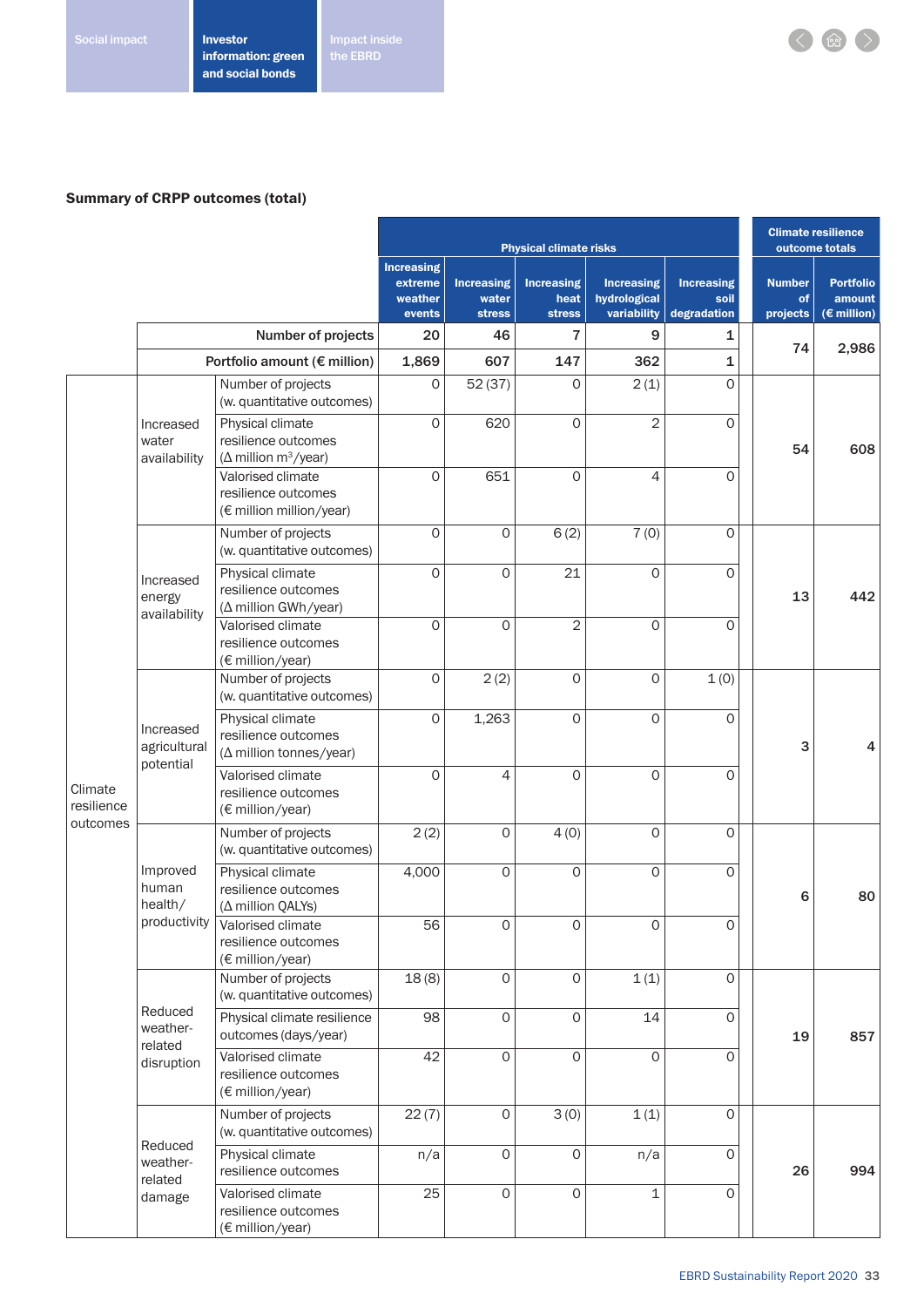## Summary of CRPP outcomes (total)

| | | | Physical climate risks | | | | | Climate resilience outcome totals | |
|---|---|---|---|---|---|---|---|---|---|
| | | | Increasing extreme weather events | Increasing water stress | Increasing heat stress | Increasing hydrological variability | Increasing soil degradation | Number of projects | Portfolio amount (€ million) |
| | | Number of projects | 20 | 46 | 7 | 9 | 1 | 74 | 2,986 |
| | | Portfolio amount (€ million) | 1,869 | 607 | 147 | 362 | 1 | | |
| Climate resilience outcomes | Increased water availability | Number of projects (w. quantitative outcomes) | 0 | 52 (37) | 0 | 2 (1) | 0 | 54 | 608 |
| | | Physical climate resilience outcomes (Δ million $m^3$/year) | 0 | 620 | 0 | 2 | 0 | | |
| | | Valorised climate resilience outcomes (€ million million/year) | 0 | 651 | 0 | 4 | 0 | | |
| | Increased energy availability | Number of projects (w. quantitative outcomes) | 0 | 0 | 6 (2) | 7 (0) | 0 | 13 | 442 |
| | | Physical climate resilience outcomes (Δ million GWh/year) | 0 | 0 | 21 | 0 | 0 | | |
| | | Valorised climate resilience outcomes (€ million/year) | 0 | 0 | 2 | 0 | 0 | | |
| | Increased agricultural potential | Number of projects (w. quantitative outcomes) | 0 | 2 (2) | 0 | 0 | 1 (0) | 3 | 4 |
| | | Physical climate resilience outcomes (Δ million tonnes/year) | 0 | 1,263 | 0 | 0 | 0 | | |
| | | Valorised climate resilience outcomes (€ million/year) | 0 | 4 | 0 | 0 | 0 | | |
| | Improved human health/ productivity | Number of projects (w. quantitative outcomes) | 2 (2) | 0 | 4 (0) | 0 | 0 | 6 | 80 |
| | | Physical climate resilience outcomes (Δ million QALYs) | 4,000 | 0 | 0 | 0 | 0 | | |
| | | Valorised climate resilience outcomes (€ million/year) | 56 | 0 | 0 | 0 | 0 | | |
| | Reduced weather-related disruption | Number of projects (w. quantitative outcomes) | 18 (8) | 0 | 0 | 1 (1) | 0 | 19 | 857 |
| | | Physical climate resilience outcomes (days/year) | 98 | 0 | 0 | 14 | 0 | | |
| | | Valorised climate resilience outcomes (€ million/year) | 42 | 0 | 0 | 0 | 0 | | |
| | Reduced weather-related damage | Number of projects (w. quantitative outcomes) | 22 (7) | 0 | 3 (0) | 1 (1) | 0 | 26 | 994 |
| | | Physical climate resilience outcomes | n/a | 0 | 0 | n/a | 0 | | |
| | | Valorised climate resilience outcomes (€ million/year) | 25 | 0 | 0 | 1 | 0 | | |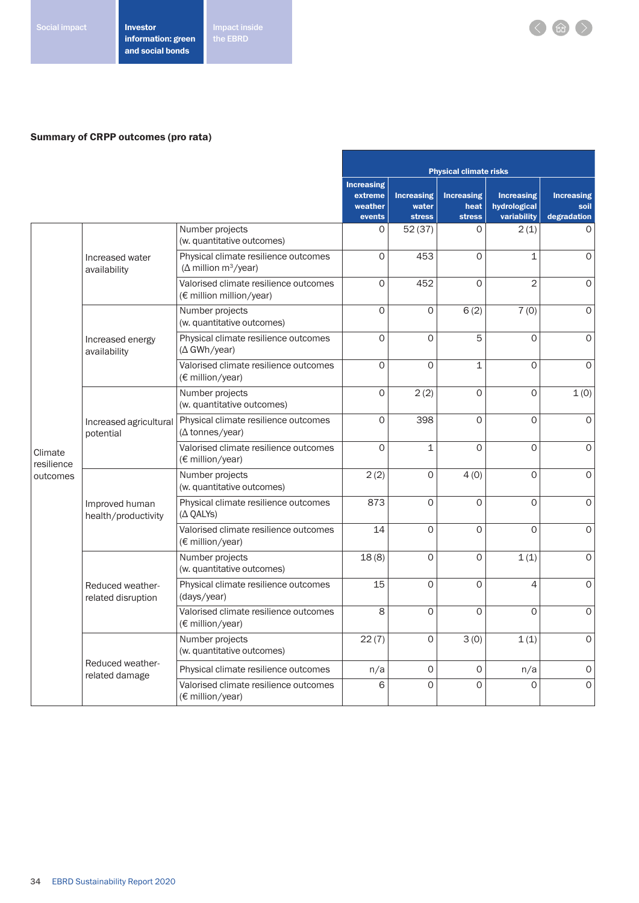### Summary of CRPP outcomes (pro rata)

| | | | Physical climate risks | | | | |
|---|---|---|---|---|---|---|---|
| | | | Increasing extreme weather events | Increasing water stress | Increasing heat stress | Increasing hydrological variability | Increasing soil degradation |
| Climate resilience outcomes | Increased water availability | Number projects (w. quantitative outcomes) | 0 | 52 (37) | 0 | 2 (1) | 0 |
| | | Physical climate resilience outcomes (Δ million m³/year) | 0 | 453 | 0 | 1 | 0 |
| | | Valorised climate resilience outcomes (€ million million/year) | 0 | 452 | 0 | 2 | 0 |
| | Increased energy availability | Number projects (w. quantitative outcomes) | 0 | 0 | 6 (2) | 7 (0) | 0 |
| | | Physical climate resilience outcomes (Δ GWh/year) | 0 | 0 | 5 | 0 | 0 |
| | | Valorised climate resilience outcomes (€ million/year) | 0 | 0 | 1 | 0 | 0 |
| | Increased agricultural potential | Number projects (w. quantitative outcomes) | 0 | 2 (2) | 0 | 0 | 1 (0) |
| | | Physical climate resilience outcomes (Δ tonnes/year) | 0 | 398 | 0 | 0 | 0 |
| | | Valorised climate resilience outcomes (€ million/year) | 0 | 1 | 0 | 0 | 0 |
| | Improved human health/productivity | Number projects (w. quantitative outcomes) | 2 (2) | 0 | 4 (0) | 0 | 0 |
| | | Physical climate resilience outcomes (Δ QALYs) | 873 | 0 | 0 | 0 | 0 |
| | | Valorised climate resilience outcomes (€ million/year) | 14 | 0 | 0 | 0 | 0 |
| | Reduced weather-related disruption | Number projects (w. quantitative outcomes) | 18 (8) | 0 | 0 | 1 (1) | 0 |
| | | Physical climate resilience outcomes (days/year) | 15 | 0 | 0 | 4 | 0 |
| | | Valorised climate resilience outcomes (€ million/year) | 8 | 0 | 0 | 0 | 0 |
| | Reduced weather-related damage | Number projects (w. quantitative outcomes) | 22 (7) | 0 | 3 (0) | 1 (1) | 0 |
| | | Physical climate resilience outcomes | n/a | 0 | 0 | n/a | 0 |
| | | Valorised climate resilience outcomes (€ million/year) | 6 | 0 | 0 | 0 | 0 |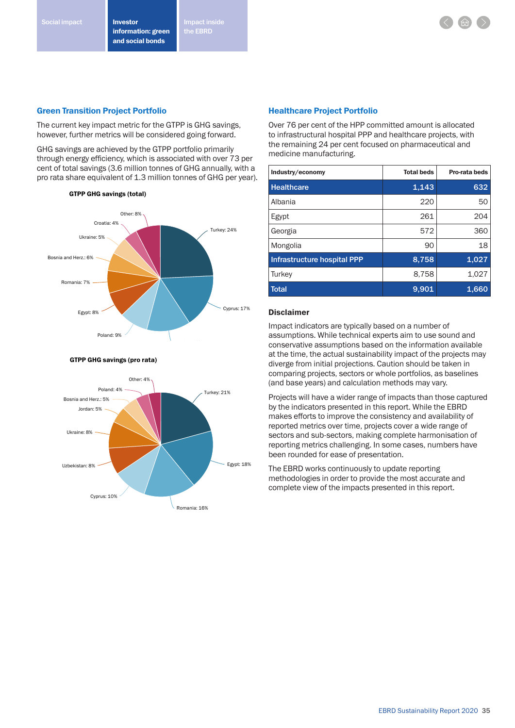## Green Transition Project Portfolio

The current key impact metric for the GTPP is GHG savings, however, further metrics will be considered going forward.

GHG savings are achieved by the GTPP portfolio primarily through energy efficiency, which is associated with over 73 per cent of total savings (3.6 million tonnes of GHG annually, with a pro rata share equivalent of 1.3 million tonnes of GHG per year).

**GTPP GHG savings (total)**

Other: 8%
Croatia: 4%
Ukraine: 5%
Bosnia and Herz.: 6%
Romania: 7%
Egypt: 8%
Poland: 9%
Turkey: 24%
Cyprus: 17%

**GTPP GHG savings (pro rata)**

Other: 4%
Poland: 4%
Bosnia and Herz.: 5%
Jordan: 5%
Ukraine: 8%
Uzbekistan: 8%
Cyprus: 10%
Romania: 16%
Turkey: 21%
Egypt: 18%

## Healthcare Project Portfolio

Over 76 per cent of the HPP committed amount is allocated to infrastructural hospital PPP and healthcare projects, with the remaining 24 per cent focused on pharmaceutical and medicine manufacturing.

| Industry/economy | Total beds | Pro-rata beds |
|---|---|---|
| **Healthcare** | **1,143** | **632** |
| Albania | 220 | 50 |
| Egypt | 261 | 204 |
| Georgia | 572 | 360 |
| Mongolia | 90 | 18 |
| **Infrastructure hospital PPP** | **8,758** | **1,027** |
| Turkey | 8,758 | 1,027 |
| **Total** | **9,901** | **1,660** |

### Disclaimer

Impact indicators are typically based on a number of assumptions. While technical experts aim to use sound and conservative assumptions based on the information available at the time, the actual sustainability impact of the projects may diverge from initial projections. Caution should be taken in comparing projects, sectors or whole portfolios, as baselines (and base years) and calculation methods may vary.

Projects will have a wider range of impacts than those captured by the indicators presented in this report. While the EBRD makes efforts to improve the consistency and availability of reported metrics over time, projects cover a wide range of sectors and sub-sectors, making complete harmonisation of reporting metrics challenging. In some cases, numbers have been rounded for ease of presentation.

The EBRD works continuously to update reporting methodologies in order to provide the most accurate and complete view of the impacts presented in this report.